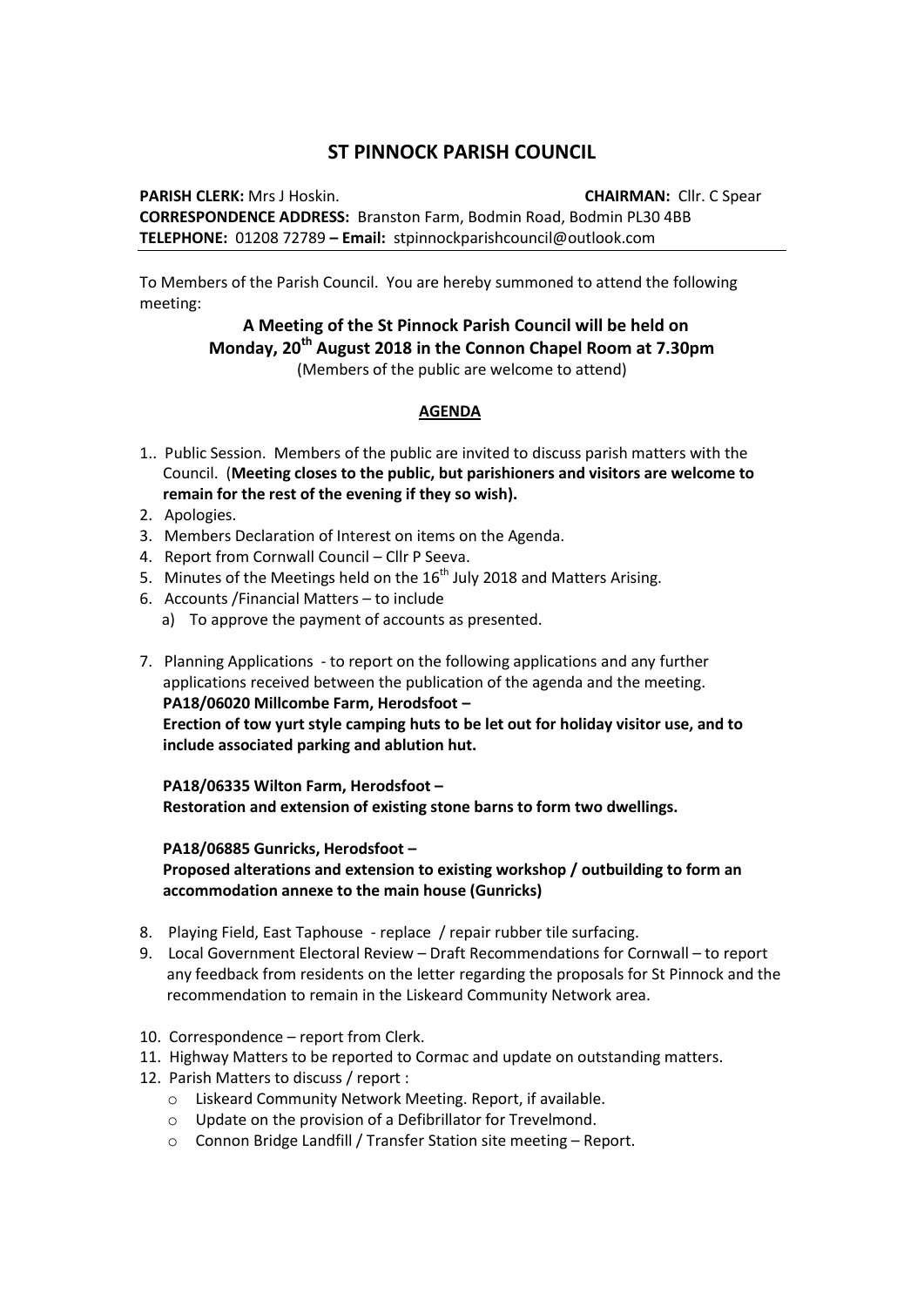# ST PINNOCK PARISH COUNCIL

**PARISH CLERK:** Mrs J Hoskin. **CHAIRMAN:** Cllr. C Spear
**CORRESPONDENCE ADDRESS:** Branston Farm, Bodmin Road, Bodmin PL30 4BB
**TELEPHONE:** 01208 72789 **– Email:** stpinnockparishcouncil@outlook.com

---

To Members of the Parish Council. You are hereby summoned to attend the following meeting:

**A Meeting of the St Pinnock Parish Council will be held on Monday, 20th August 2018 in the Connon Chapel Room at 7.30pm**

(Members of the public are welcome to attend)

## AGENDA

1.. Public Session. Members of the public are invited to discuss parish matters with the Council. (**Meeting closes to the public, but parishioners and visitors are welcome to remain for the rest of the evening if they so wish).**
2. Apologies.
3. Members Declaration of Interest on items on the Agenda.
4. Report from Cornwall Council – Cllr P Seeva.
5. Minutes of the Meetings held on the 16th July 2018 and Matters Arising.
6. Accounts /Financial Matters – to include
   a) To approve the payment of accounts as presented.
7. Planning Applications - to report on the following applications and any further applications received between the publication of the agenda and the meeting.
   **PA18/06020 Millcombe Farm, Herodsfoot –**
   **Erection of tow yurt style camping huts to be let out for holiday visitor use, and to include associated parking and ablution hut.**

   **PA18/06335 Wilton Farm, Herodsfoot –**
   **Restoration and extension of existing stone barns to form two dwellings.**

   **PA18/06885 Gunricks, Herodsfoot –**
   **Proposed alterations and extension to existing workshop / outbuilding to form an accommodation annexe to the main house (Gunricks)**
8. Playing Field, East Taphouse - replace / repair rubber tile surfacing.
9. Local Government Electoral Review – Draft Recommendations for Cornwall – to report any feedback from residents on the letter regarding the proposals for St Pinnock and the recommendation to remain in the Liskeard Community Network area.
10. Correspondence – report from Clerk.
11. Highway Matters to be reported to Cormac and update on outstanding matters.
12. Parish Matters to discuss / report :
    - Liskeard Community Network Meeting. Report, if available.
    - Update on the provision of a Defibrillator for Trevelmond.
    - Connon Bridge Landfill / Transfer Station site meeting – Report.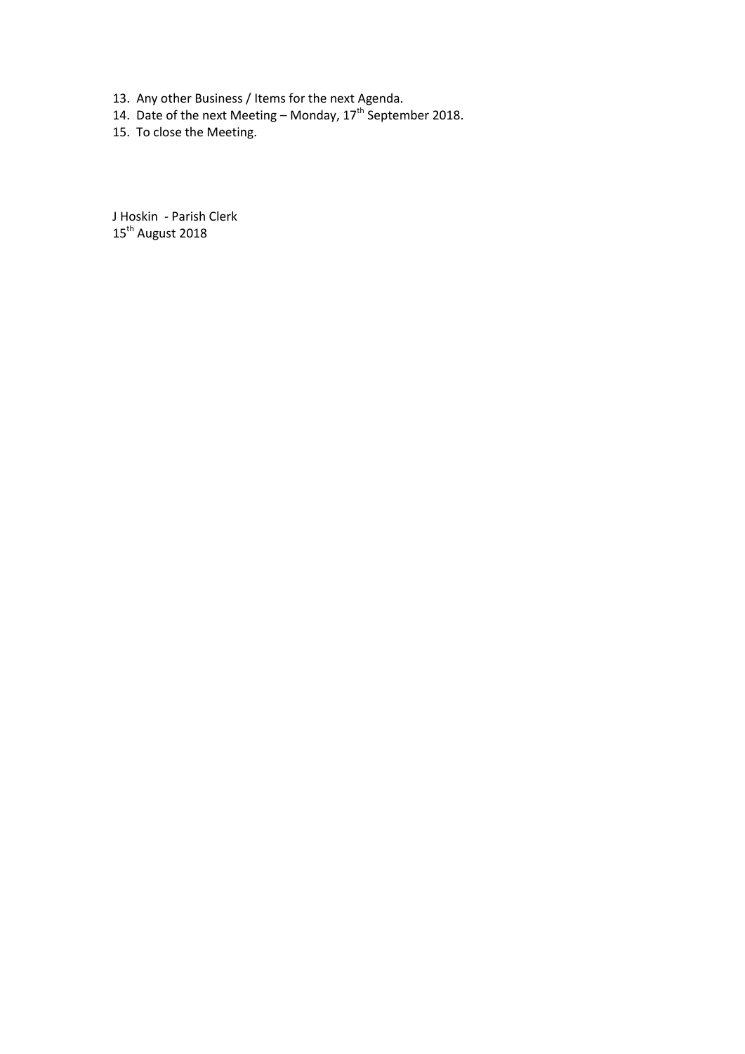13. Any other Business / Items for the next Agenda.
14. Date of the next Meeting – Monday, 17th September 2018.
15. To close the Meeting.

J Hoskin - Parish Clerk
15th August 2018